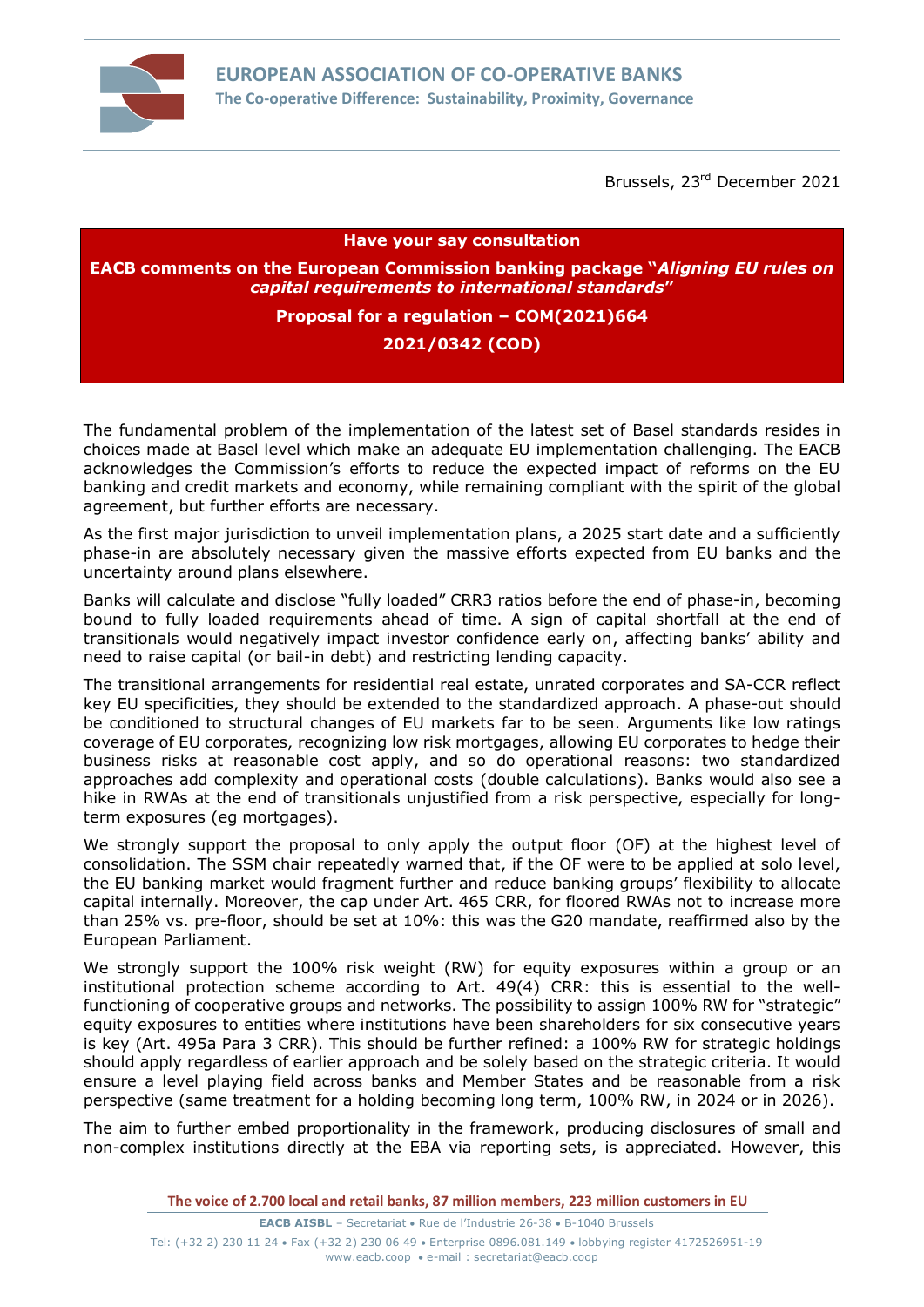**EUROPEAN ASSOCIATION OF CO-OPERATIVE BANKS**

**The Co-operative Difference: Sustainability, Proximity, Governance**

Brussels, 23rd December 2021

**Have your say consultation**

**EACB comments on the European Commission banking package "*Aligning EU rules on capital requirements to international standards*"**

**Proposal for a regulation – COM(2021)664**

**2021/0342 (COD)**

The fundamental problem of the implementation of the latest set of Basel standards resides in choices made at Basel level which make an adequate EU implementation challenging. The EACB acknowledges the Commission's efforts to reduce the expected impact of reforms on the EU banking and credit markets and economy, while remaining compliant with the spirit of the global agreement, but further efforts are necessary.

As the first major jurisdiction to unveil implementation plans, a 2025 start date and a sufficiently phase-in are absolutely necessary given the massive efforts expected from EU banks and the uncertainty around plans elsewhere.

Banks will calculate and disclose "fully loaded" CRR3 ratios before the end of phase-in, becoming bound to fully loaded requirements ahead of time. A sign of capital shortfall at the end of transitionals would negatively impact investor confidence early on, affecting banks' ability and need to raise capital (or bail-in debt) and restricting lending capacity.

The transitional arrangements for residential real estate, unrated corporates and SA-CCR reflect key EU specificities, they should be extended to the standardized approach. A phase-out should be conditioned to structural changes of EU markets far to be seen. Arguments like low ratings coverage of EU corporates, recognizing low risk mortgages, allowing EU corporates to hedge their business risks at reasonable cost apply, and so do operational reasons: two standardized approaches add complexity and operational costs (double calculations). Banks would also see a hike in RWAs at the end of transitionals unjustified from a risk perspective, especially for long-term exposures (eg mortgages).

We strongly support the proposal to only apply the output floor (OF) at the highest level of consolidation. The SSM chair repeatedly warned that, if the OF were to be applied at solo level, the EU banking market would fragment further and reduce banking groups' flexibility to allocate capital internally. Moreover, the cap under Art. 465 CRR, for floored RWAs not to increase more than 25% vs. pre-floor, should be set at 10%: this was the G20 mandate, reaffirmed also by the European Parliament.

We strongly support the 100% risk weight (RW) for equity exposures within a group or an institutional protection scheme according to Art. 49(4) CRR: this is essential to the well-functioning of cooperative groups and networks. The possibility to assign 100% RW for "strategic" equity exposures to entities where institutions have been shareholders for six consecutive years is key (Art. 495a Para 3 CRR). This should be further refined: a 100% RW for strategic holdings should apply regardless of earlier approach and be solely based on the strategic criteria. It would ensure a level playing field across banks and Member States and be reasonable from a risk perspective (same treatment for a holding becoming long term, 100% RW, in 2024 or in 2026).

The aim to further embed proportionality in the framework, producing disclosures of small and non-complex institutions directly at the EBA via reporting sets, is appreciated. However, this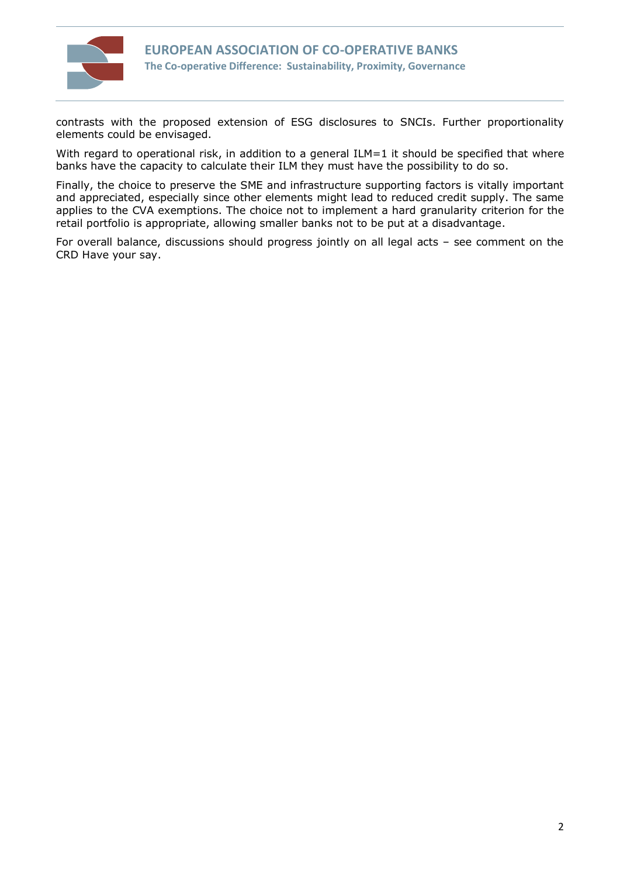contrasts with the proposed extension of ESG disclosures to SNCIs. Further proportionality elements could be envisaged.

With regard to operational risk, in addition to a general ILM=1 it should be specified that where banks have the capacity to calculate their ILM they must have the possibility to do so.

Finally, the choice to preserve the SME and infrastructure supporting factors is vitally important and appreciated, especially since other elements might lead to reduced credit supply. The same applies to the CVA exemptions. The choice not to implement a hard granularity criterion for the retail portfolio is appropriate, allowing smaller banks not to be put at a disadvantage.

For overall balance, discussions should progress jointly on all legal acts – see comment on the CRD Have your say.